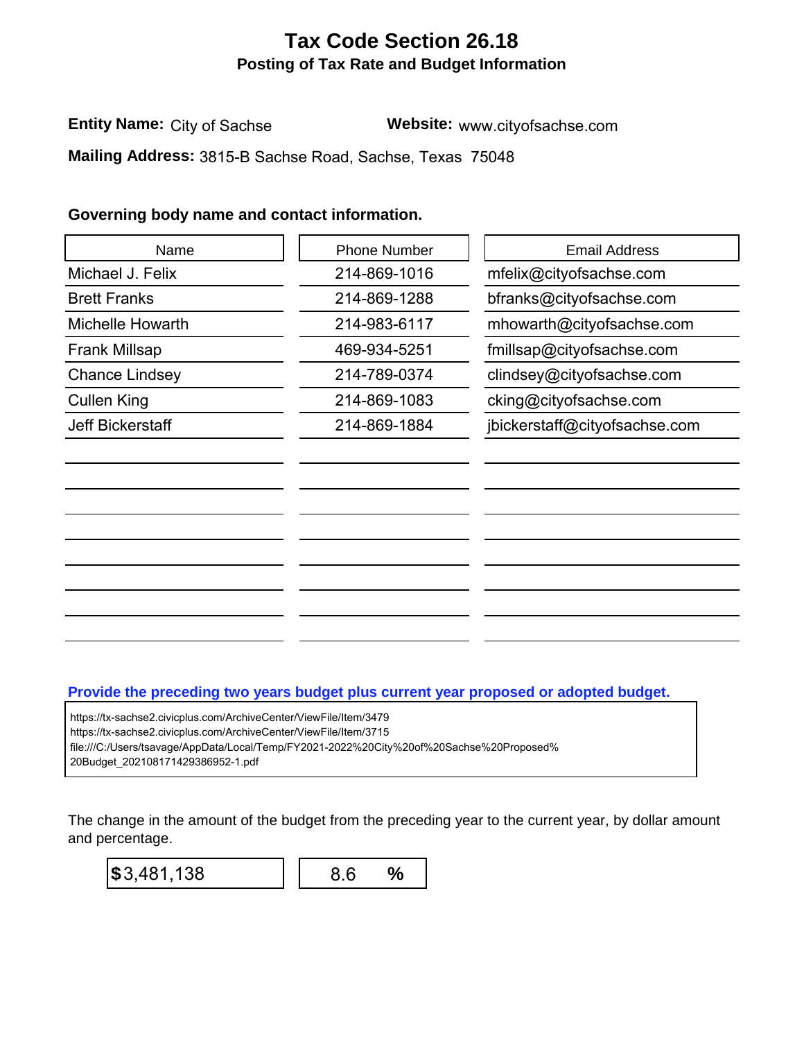# Tax Code Section 26.18

## Posting of Tax Rate and Budget Information

**Entity Name:** City of Sachse **Website:** www.cityofsachse.com

**Mailing Address:** 3815-B Sachse Road, Sachse, Texas 75048

**Governing body name and contact information.**

| Name | Phone Number | Email Address |
|---|---|---|
| Michael J. Felix | 214-869-1016 | mfelix@cityofsachse.com |
| Brett Franks | 214-869-1288 | bfranks@cityofsachse.com |
| Michelle Howarth | 214-983-6117 | mhowarth@cityofsachse.com |
| Frank Millsap | 469-934-5251 | fmillsap@cityofsachse.com |
| Chance Lindsey | 214-789-0374 | clindsey@cityofsachse.com |
| Cullen King | 214-869-1083 | cking@cityofsachse.com |
| Jeff Bickerstaff | 214-869-1884 | jbickerstaff@cityofsachse.com |

**Provide the preceding two years budget plus current year proposed or adopted budget.**

https://tx-sachse2.civicplus.com/ArchiveCenter/ViewFile/Item/3479
https://tx-sachse2.civicplus.com/ArchiveCenter/ViewFile/Item/3715
file:///C:/Users/tsavage/AppData/Local/Temp/FY2021-2022%20City%20of%20Sachse%20Proposed%20Budget_202108171429386952-1.pdf

The change in the amount of the budget from the preceding year to the current year, by dollar amount and percentage.

**$** 3,481,138 | 8.6 **%**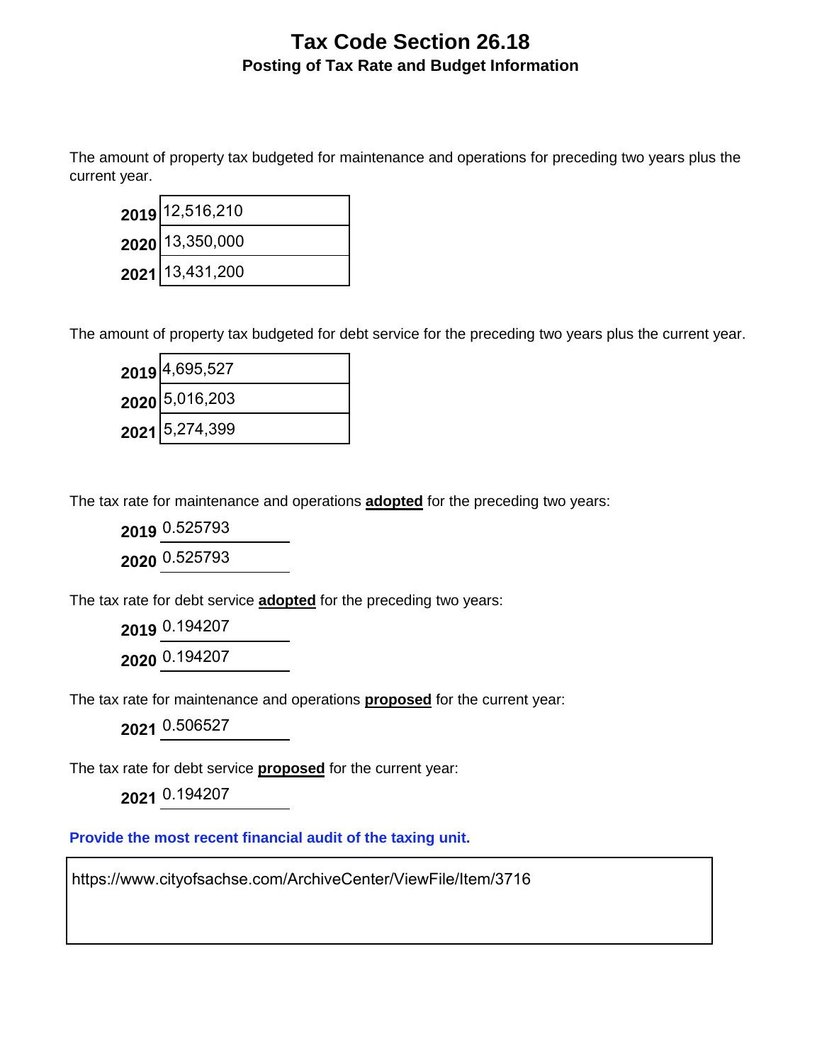# Tax Code Section 26.18

## Posting of Tax Rate and Budget Information

The amount of property tax budgeted for maintenance and operations for preceding two years plus the current year.

| | |
|---|---|
| **2019** | 12,516,210 |
| **2020** | 13,350,000 |
| **2021** | 13,431,200 |

The amount of property tax budgeted for debt service for the preceding two years plus the current year.

| | |
|---|---|
| **2019** | 4,695,527 |
| **2020** | 5,016,203 |
| **2021** | 5,274,399 |

The tax rate for maintenance and operations **adopted** for the preceding two years:

**2019** 0.525793

**2020** 0.525793

The tax rate for debt service **adopted** for the preceding two years:

**2019** 0.194207

**2020** 0.194207

The tax rate for maintenance and operations **proposed** for the current year:

**2021** 0.506527

The tax rate for debt service **proposed** for the current year:

**2021** 0.194207

**Provide the most recent financial audit of the taxing unit.**

https://www.cityofsachse.com/ArchiveCenter/ViewFile/Item/3716